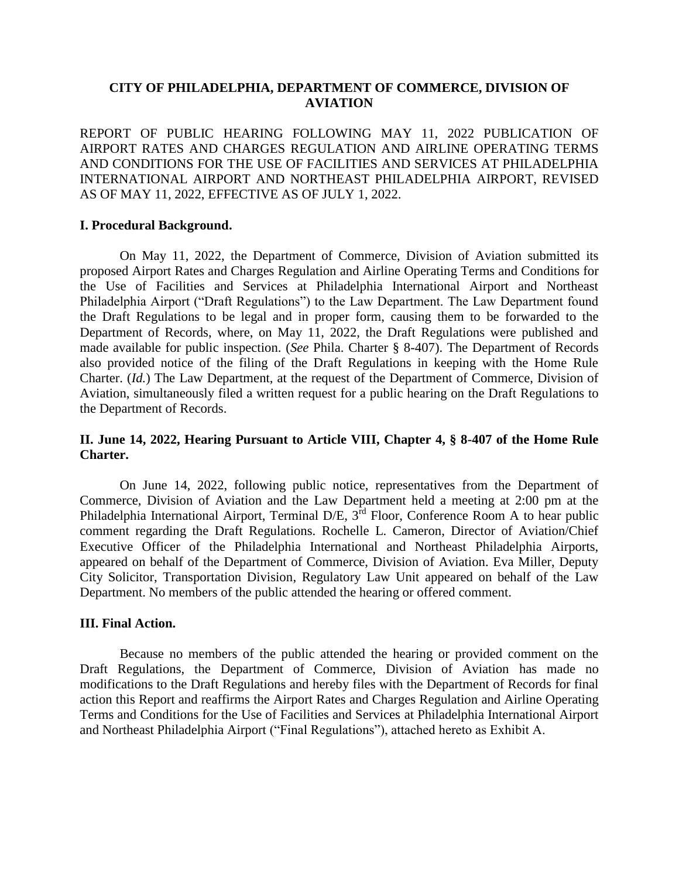# CITY OF PHILADELPHIA, DEPARTMENT OF COMMERCE, DIVISION OF AVIATION

REPORT OF PUBLIC HEARING FOLLOWING MAY 11, 2022 PUBLICATION OF AIRPORT RATES AND CHARGES REGULATION AND AIRLINE OPERATING TERMS AND CONDITIONS FOR THE USE OF FACILITIES AND SERVICES AT PHILADELPHIA INTERNATIONAL AIRPORT AND NORTHEAST PHILADELPHIA AIRPORT, REVISED AS OF MAY 11, 2022, EFFECTIVE AS OF JULY 1, 2022.

## I. Procedural Background.

On May 11, 2022, the Department of Commerce, Division of Aviation submitted its proposed Airport Rates and Charges Regulation and Airline Operating Terms and Conditions for the Use of Facilities and Services at Philadelphia International Airport and Northeast Philadelphia Airport ("Draft Regulations") to the Law Department. The Law Department found the Draft Regulations to be legal and in proper form, causing them to be forwarded to the Department of Records, where, on May 11, 2022, the Draft Regulations were published and made available for public inspection. (*See* Phila. Charter § 8-407). The Department of Records also provided notice of the filing of the Draft Regulations in keeping with the Home Rule Charter. (*Id.*) The Law Department, at the request of the Department of Commerce, Division of Aviation, simultaneously filed a written request for a public hearing on the Draft Regulations to the Department of Records.

## II. June 14, 2022, Hearing Pursuant to Article VIII, Chapter 4, § 8-407 of the Home Rule Charter.

On June 14, 2022, following public notice, representatives from the Department of Commerce, Division of Aviation and the Law Department held a meeting at 2:00 pm at the Philadelphia International Airport, Terminal D/E, 3rd Floor, Conference Room A to hear public comment regarding the Draft Regulations. Rochelle L. Cameron, Director of Aviation/Chief Executive Officer of the Philadelphia International and Northeast Philadelphia Airports, appeared on behalf of the Department of Commerce, Division of Aviation. Eva Miller, Deputy City Solicitor, Transportation Division, Regulatory Law Unit appeared on behalf of the Law Department. No members of the public attended the hearing or offered comment.

## III. Final Action.

Because no members of the public attended the hearing or provided comment on the Draft Regulations, the Department of Commerce, Division of Aviation has made no modifications to the Draft Regulations and hereby files with the Department of Records for final action this Report and reaffirms the Airport Rates and Charges Regulation and Airline Operating Terms and Conditions for the Use of Facilities and Services at Philadelphia International Airport and Northeast Philadelphia Airport ("Final Regulations"), attached hereto as Exhibit A.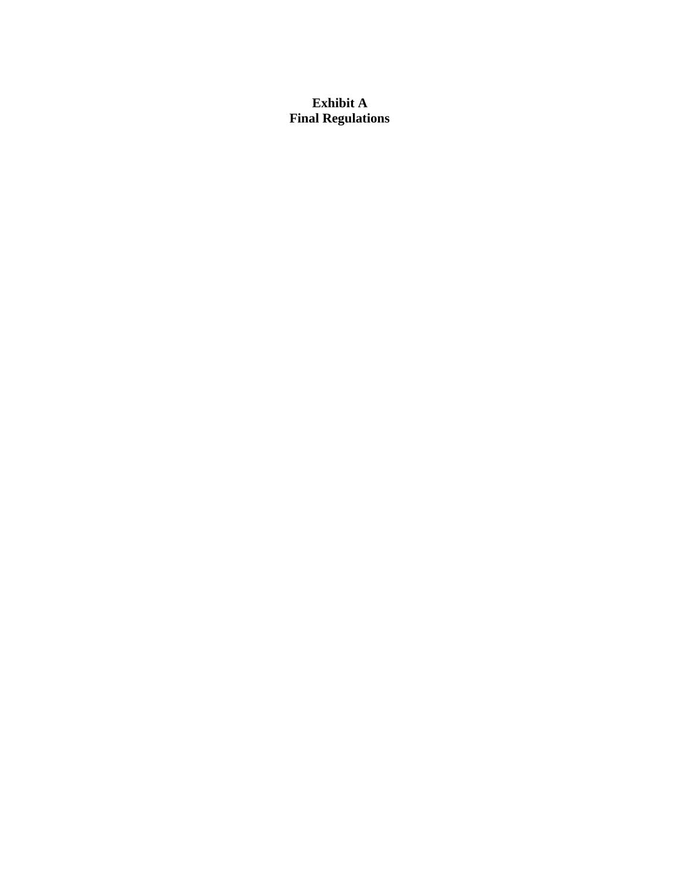**Exhibit A**
**Final Regulations**